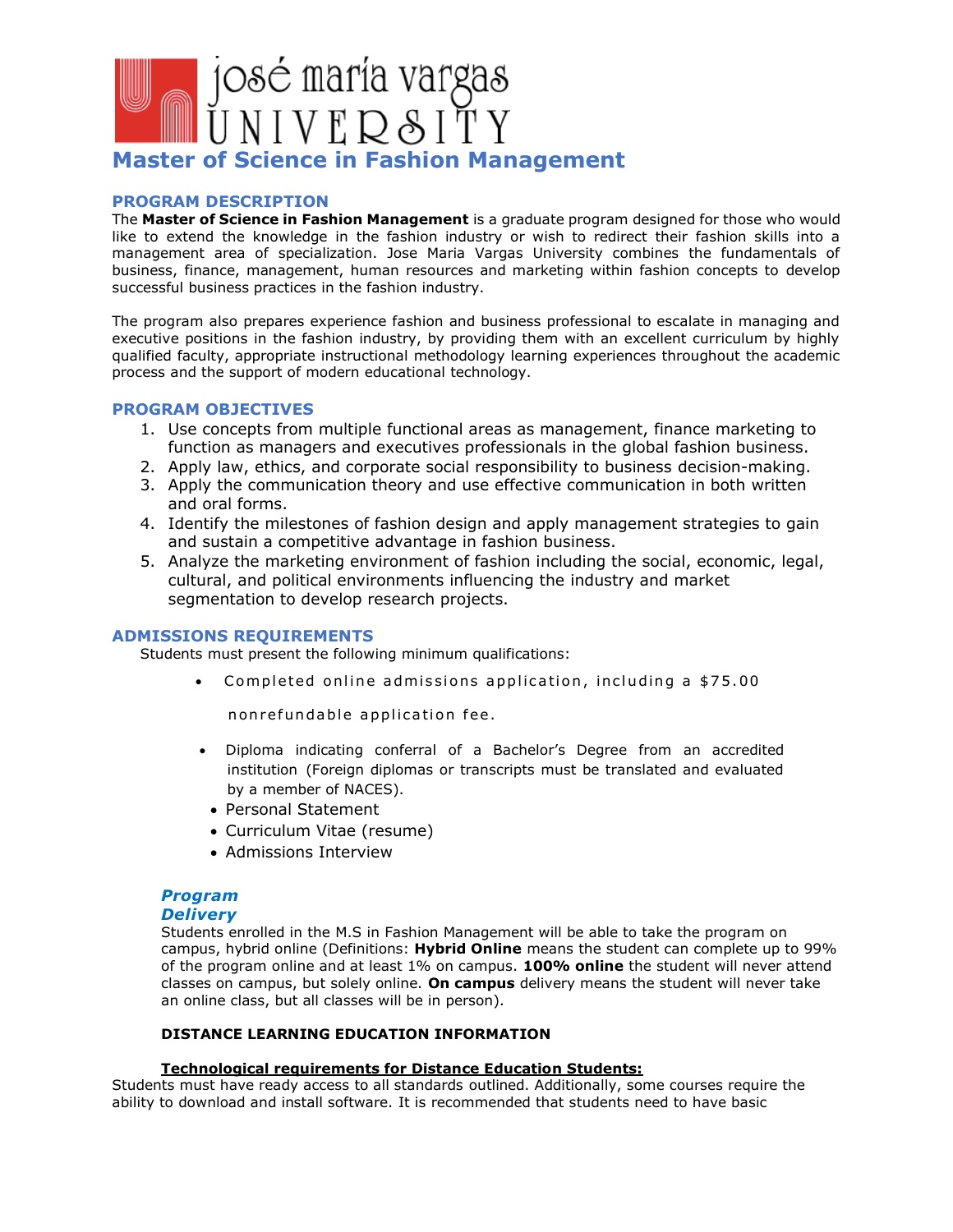josé maría vargas UNIVERSITY

# Master of Science in Fashion Management

## PROGRAM DESCRIPTION

The **Master of Science in Fashion Management** is a graduate program designed for those who would like to extend the knowledge in the fashion industry or wish to redirect their fashion skills into a management area of specialization. Jose Maria Vargas University combines the fundamentals of business, finance, management, human resources and marketing within fashion concepts to develop successful business practices in the fashion industry.

The program also prepares experience fashion and business professional to escalate in managing and executive positions in the fashion industry, by providing them with an excellent curriculum by highly qualified faculty, appropriate instructional methodology learning experiences throughout the academic process and the support of modern educational technology.

## PROGRAM OBJECTIVES

1. Use concepts from multiple functional areas as management, finance marketing to function as managers and executives professionals in the global fashion business.
2. Apply law, ethics, and corporate social responsibility to business decision-making.
3. Apply the communication theory and use effective communication in both written and oral forms.
4. Identify the milestones of fashion design and apply management strategies to gain and sustain a competitive advantage in fashion business.
5. Analyze the marketing environment of fashion including the social, economic, legal, cultural, and political environments influencing the industry and market segmentation to develop research projects.

## ADMISSIONS REQUIREMENTS

Students must present the following minimum qualifications:

- Completed online admissions application, including a $75.00 nonrefundable application fee.
- Diploma indicating conferral of a Bachelor's Degree from an accredited institution (Foreign diplomas or transcripts must be translated and evaluated by a member of NACES).
- Personal Statement
- Curriculum Vitae (resume)
- Admissions Interview

### *Program Delivery*

Students enrolled in the M.S in Fashion Management will be able to take the program on campus, hybrid online (Definitions: **Hybrid Online** means the student can complete up to 99% of the program online and at least 1% on campus. **100% online** the student will never attend classes on campus, but solely online. **On campus** delivery means the student will never take an online class, but all classes will be in person).

**DISTANCE LEARNING EDUCATION INFORMATION**

**Technological requirements for Distance Education Students:**

Students must have ready access to all standards outlined. Additionally, some courses require the ability to download and install software. It is recommended that students need to have basic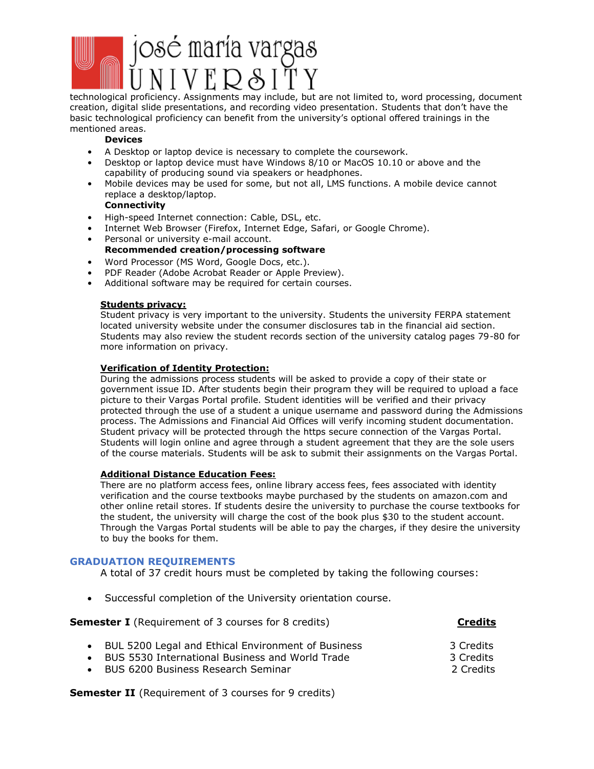technological proficiency. Assignments may include, but are not limited to, word processing, document creation, digital slide presentations, and recording video presentation. Students that don't have the basic technological proficiency can benefit from the university's optional offered trainings in the mentioned areas.

**Devices**

- A Desktop or laptop device is necessary to complete the coursework.
- Desktop or laptop device must have Windows 8/10 or MacOS 10.10 or above and the capability of producing sound via speakers or headphones.
- Mobile devices may be used for some, but not all, LMS functions. A mobile device cannot replace a desktop/laptop.

**Connectivity**

- High-speed Internet connection: Cable, DSL, etc.
- Internet Web Browser (Firefox, Internet Edge, Safari, or Google Chrome).
- Personal or university e-mail account.

**Recommended creation/processing software**

- Word Processor (MS Word, Google Docs, etc.).
- PDF Reader (Adobe Acrobat Reader or Apple Preview).
- Additional software may be required for certain courses.

**Students privacy:**

Student privacy is very important to the university. Students the university FERPA statement located university website under the consumer disclosures tab in the financial aid section. Students may also review the student records section of the university catalog pages 79-80 for more information on privacy.

**Verification of Identity Protection:**

During the admissions process students will be asked to provide a copy of their state or government issue ID. After students begin their program they will be required to upload a face picture to their Vargas Portal profile. Student identities will be verified and their privacy protected through the use of a student a unique username and password during the Admissions process. The Admissions and Financial Aid Offices will verify incoming student documentation. Student privacy will be protected through the https secure connection of the Vargas Portal. Students will login online and agree through a student agreement that they are the sole users of the course materials. Students will be ask to submit their assignments on the Vargas Portal.

**Additional Distance Education Fees:**

There are no platform access fees, online library access fees, fees associated with identity verification and the course textbooks maybe purchased by the students on amazon.com and other online retail stores. If students desire the university to purchase the course textbooks for the student, the university will charge the cost of the book plus $30 to the student account. Through the Vargas Portal students will be able to pay the charges, if they desire the university to buy the books for them.

## GRADUATION REQUIREMENTS

A total of 37 credit hours must be completed by taking the following courses:

- Successful completion of the University orientation course.

| **Semester I** (Requirement of 3 courses for 8 credits) | **Credits** |
|---|---|
| BUL 5200 Legal and Ethical Environment of Business | 3 Credits |
| BUS 5530 International Business and World Trade | 3 Credits |
| BUS 6200 Business Research Seminar | 2 Credits |

**Semester II** (Requirement of 3 courses for 9 credits)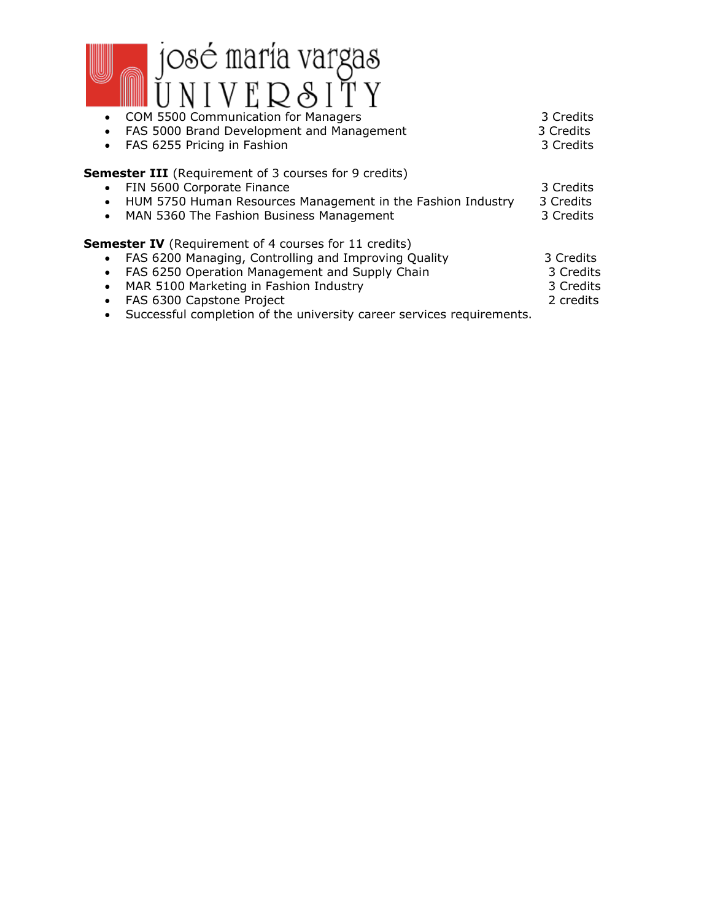- COM 5500 Communication for Managers 3 Credits
- FAS 5000 Brand Development and Management 3 Credits
- FAS 6255 Pricing in Fashion 3 Credits

**Semester III** (Requirement of 3 courses for 9 credits)

- FIN 5600 Corporate Finance 3 Credits
- HUM 5750 Human Resources Management in the Fashion Industry 3 Credits
- MAN 5360 The Fashion Business Management 3 Credits

**Semester IV** (Requirement of 4 courses for 11 credits)

- FAS 6200 Managing, Controlling and Improving Quality 3 Credits
- FAS 6250 Operation Management and Supply Chain 3 Credits
- MAR 5100 Marketing in Fashion Industry 3 Credits
- FAS 6300 Capstone Project 2 credits
- Successful completion of the university career services requirements.